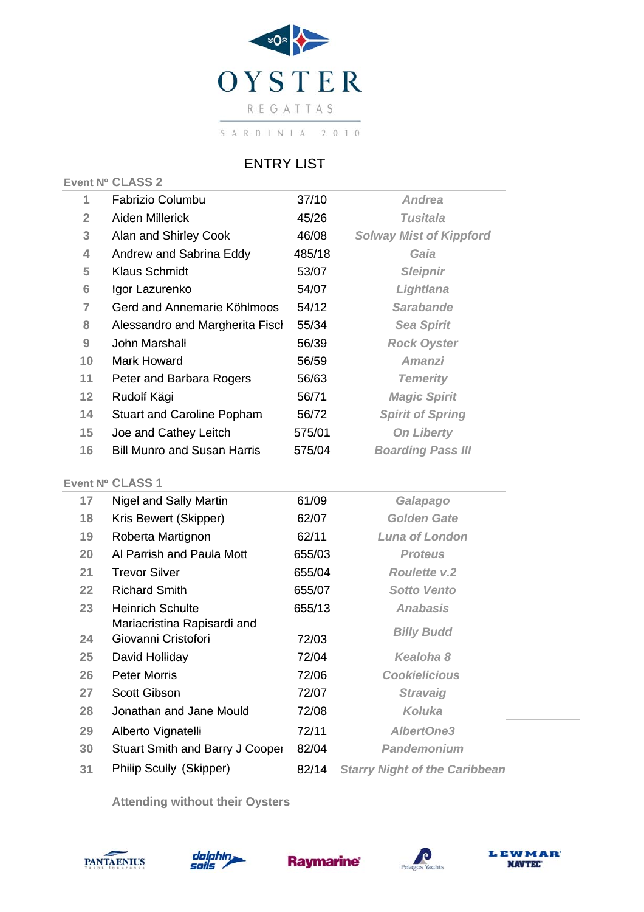# OYSTER

REGATTAS

SARDINIA 2010

## ENTRY LIST

| Event Nº | CLASS 2 | | |
|---|---|---|---|
| 1 | Fabrizio Columbu | 37/10 | *Andrea* |
| 2 | Aiden Millerick | 45/26 | *Tusitala* |
| 3 | Alan and Shirley Cook | 46/08 | *Solway Mist of Kippford* |
| 4 | Andrew and Sabrina Eddy | 485/18 | *Gaia* |
| 5 | Klaus Schmidt | 53/07 | *Sleipnir* |
| 6 | Igor Lazurenko | 54/07 | *Lightlana* |
| 7 | Gerd and Annemarie Köhlmoos | 54/12 | *Sarabande* |
| 8 | Alessandro and Margherita Fiscl | 55/34 | *Sea Spirit* |
| 9 | John Marshall | 56/39 | *Rock Oyster* |
| 10 | Mark Howard | 56/59 | *Amanzi* |
| 11 | Peter and Barbara Rogers | 56/63 | *Temerity* |
| 12 | Rudolf Kägi | 56/71 | *Magic Spirit* |
| 14 | Stuart and Caroline Popham | 56/72 | *Spirit of Spring* |
| 15 | Joe and Cathey Leitch | 575/01 | *On Liberty* |
| 16 | Bill Munro and Susan Harris | 575/04 | *Boarding Pass III* |

| Event Nº | CLASS 1 | | |
|---|---|---|---|
| 17 | Nigel and Sally Martin | 61/09 | *Galapago* |
| 18 | Kris Bewert (Skipper) | 62/07 | *Golden Gate* |
| 19 | Roberta Martignon | 62/11 | *Luna of London* |
| 20 | Al Parrish and Paula Mott | 655/03 | *Proteus* |
| 21 | Trevor Silver | 655/04 | *Roulette v.2* |
| 22 | Richard Smith | 655/07 | *Sotto Vento* |
| 23 | Heinrich Schulte | 655/13 | *Anabasis* |
| 24 | Mariacristina Rapisardi and Giovanni Cristofori | 72/03 | *Billy Budd* |
| 25 | David Holliday | 72/04 | *Kealoha 8* |
| 26 | Peter Morris | 72/06 | *Cookielicious* |
| 27 | Scott Gibson | 72/07 | *Stravaig* |
| 28 | Jonathan and Jane Mould | 72/08 | *Koluka* |
| 29 | Alberto Vignatelli | 72/11 | *AlbertOne3* |
| 30 | Stuart Smith and Barry J Cooper | 82/04 | *Pandemonium* |
| 31 | Philip Scully (Skipper) | 82/14 | *Starry Night of the Caribbean* |

**Attending without their Oysters**

PANTAENIUS Yacht Insurance · dolphin sails · Raymarine · Pelagos Yachts · LEWMAR NAVTEC